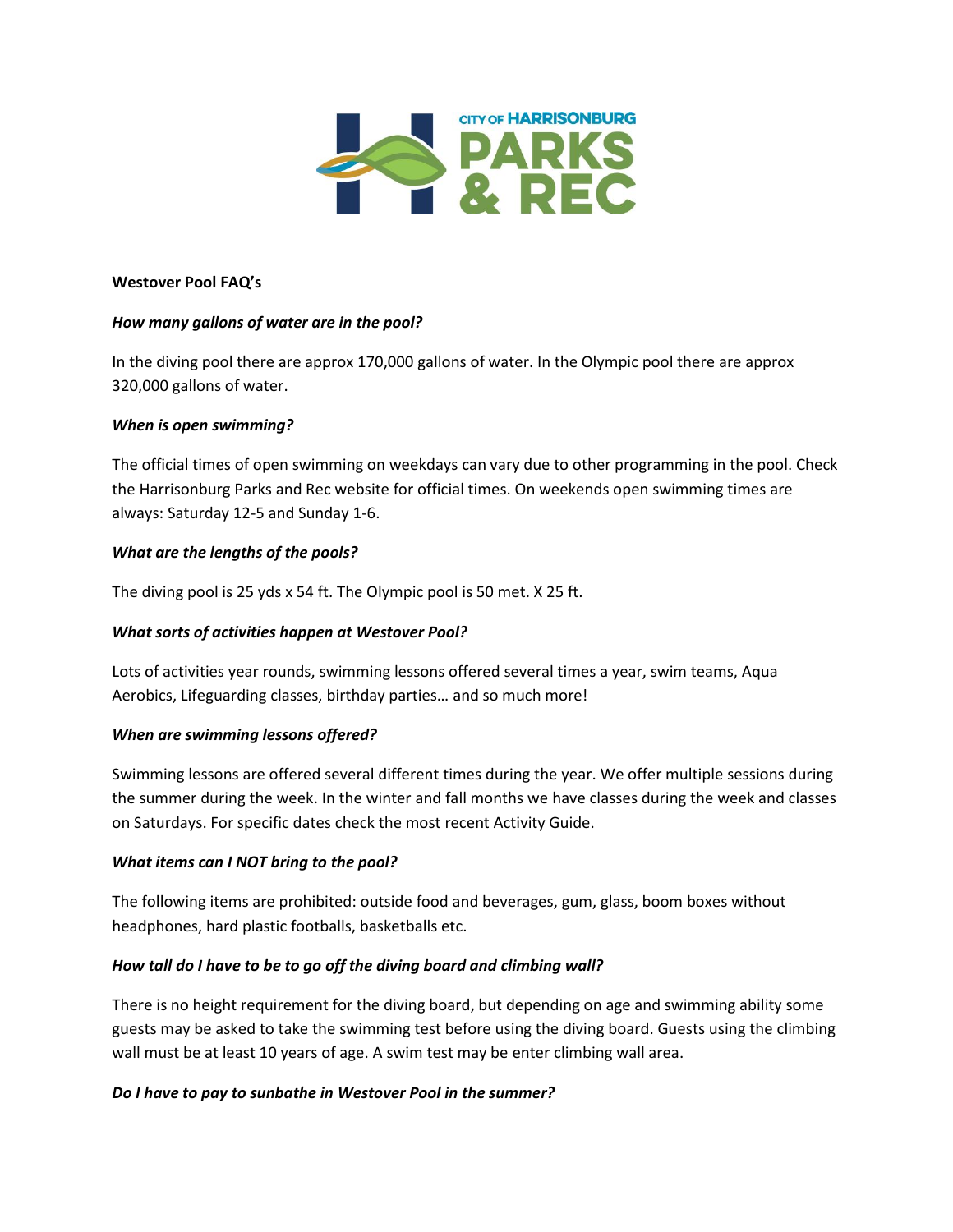**Westover Pool FAQ's**

***How many gallons of water are in the pool?***

In the diving pool there are approx 170,000 gallons of water. In the Olympic pool there are approx 320,000 gallons of water.

***When is open swimming?***

The official times of open swimming on weekdays can vary due to other programming in the pool. Check the Harrisonburg Parks and Rec website for official times. On weekends open swimming times are always: Saturday 12-5 and Sunday 1-6.

***What are the lengths of the pools?***

The diving pool is 25 yds x 54 ft. The Olympic pool is 50 met. X 25 ft.

***What sorts of activities happen at Westover Pool?***

Lots of activities year rounds, swimming lessons offered several times a year, swim teams, Aqua Aerobics, Lifeguarding classes, birthday parties… and so much more!

***When are swimming lessons offered?***

Swimming lessons are offered several different times during the year. We offer multiple sessions during the summer during the week. In the winter and fall months we have classes during the week and classes on Saturdays. For specific dates check the most recent Activity Guide.

***What items can I NOT bring to the pool?***

The following items are prohibited: outside food and beverages, gum, glass, boom boxes without headphones, hard plastic footballs, basketballs etc.

***How tall do I have to be to go off the diving board and climbing wall?***

There is no height requirement for the diving board, but depending on age and swimming ability some guests may be asked to take the swimming test before using the diving board. Guests using the climbing wall must be at least 10 years of age. A swim test may be enter climbing wall area.

***Do I have to pay to sunbathe in Westover Pool in the summer?***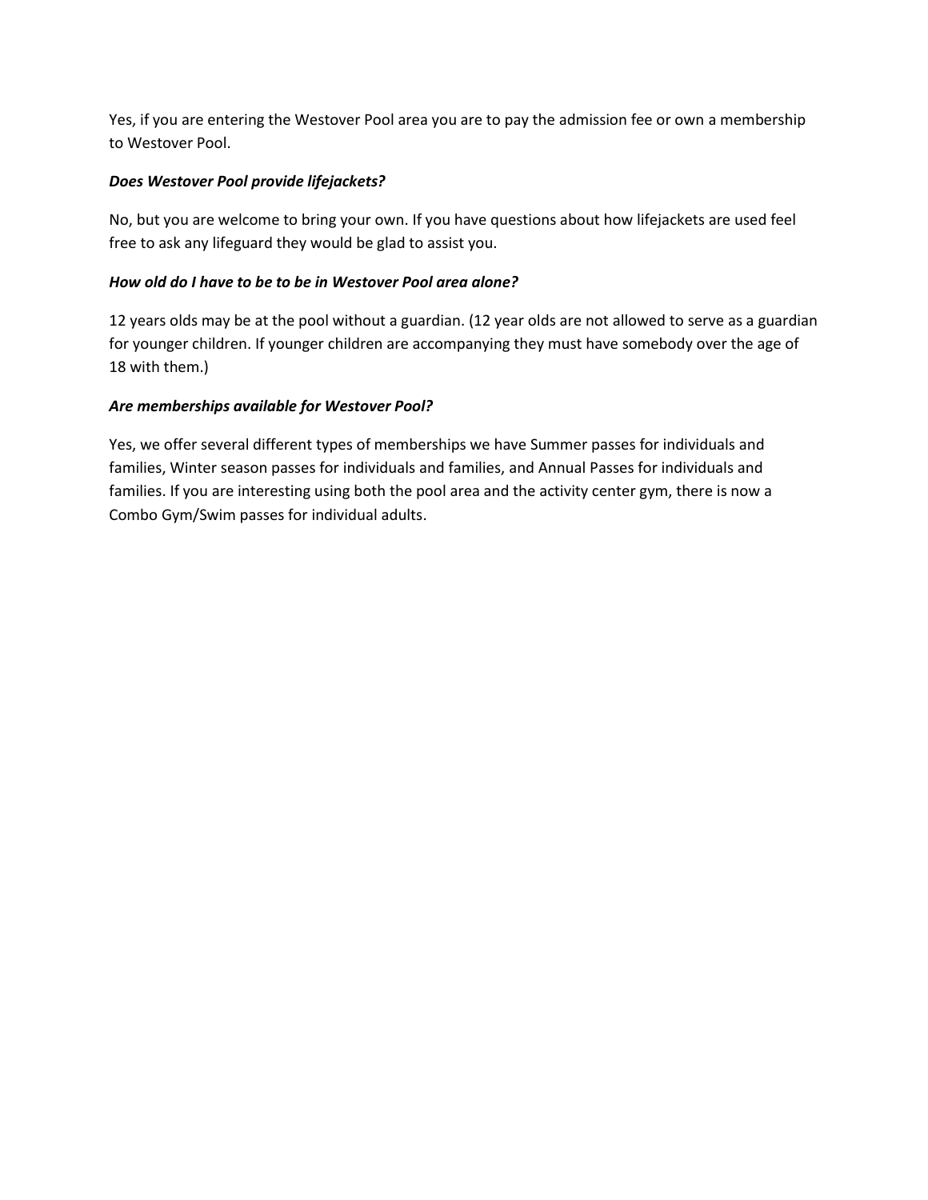Yes, if you are entering the Westover Pool area you are to pay the admission fee or own a membership to Westover Pool.

***Does Westover Pool provide lifejackets?***

No, but you are welcome to bring your own. If you have questions about how lifejackets are used feel free to ask any lifeguard they would be glad to assist you.

***How old do I have to be to be in Westover Pool area alone?***

12 years olds may be at the pool without a guardian. (12 year olds are not allowed to serve as a guardian for younger children. If younger children are accompanying they must have somebody over the age of 18 with them.)

***Are memberships available for Westover Pool?***

Yes, we offer several different types of memberships we have Summer passes for individuals and families, Winter season passes for individuals and families, and Annual Passes for individuals and families. If you are interesting using both the pool area and the activity center gym, there is now a Combo Gym/Swim passes for individual adults.